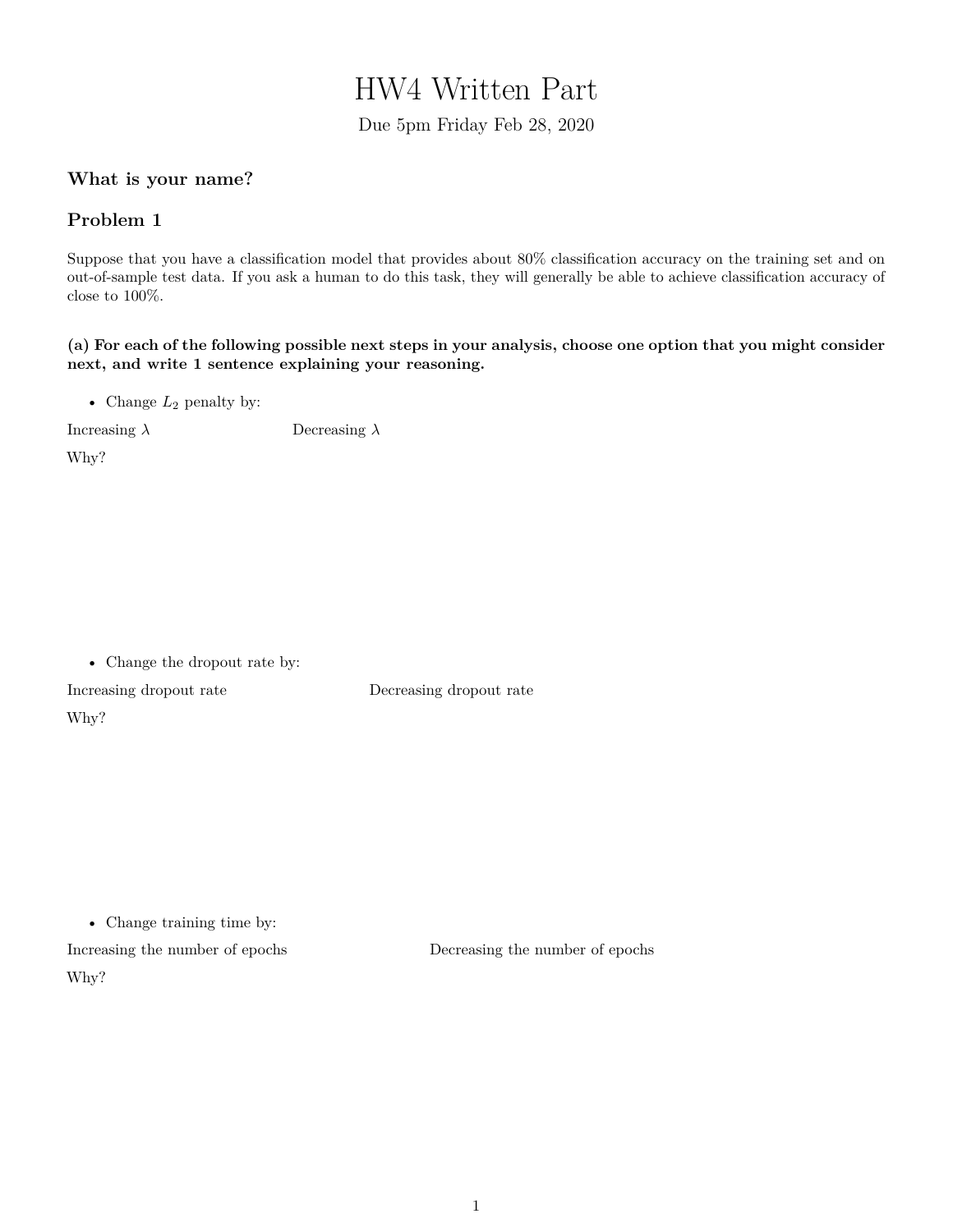# HW4 Written Part

Due 5pm Friday Feb 28, 2020

### What is your name?

### Problem 1

Suppose that you have a classification model that provides about 80% classification accuracy on the training set and on out-of-sample test data. If you ask a human to do this task, they will generally be able to achieve classification accuracy of close to 100%.

**(a) For each of the following possible next steps in your analysis, choose one option that you might consider next, and write 1 sentence explaining your reasoning.**

- Change $L_2$ penalty by:

Increasing $\lambda$ Decreasing $\lambda$

Why?

- Change the dropout rate by:

Increasing dropout rate Decreasing dropout rate

Why?

- Change training time by:

Increasing the number of epochs Decreasing the number of epochs

Why?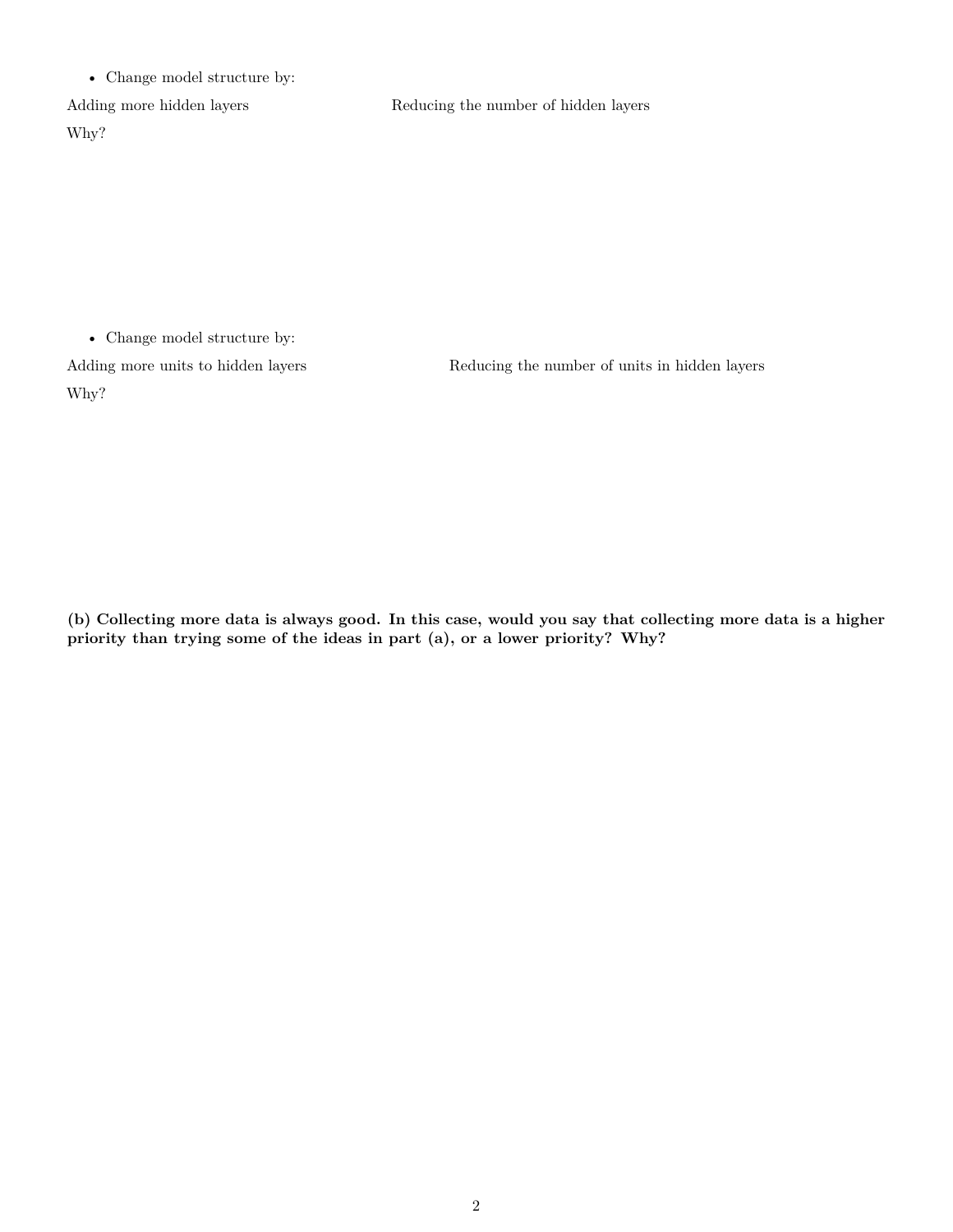- Change model structure by:

Adding more hidden layers Reducing the number of hidden layers

Why?

- Change model structure by:

Adding more units to hidden layers Reducing the number of units in hidden layers

Why?

**(b) Collecting more data is always good. In this case, would you say that collecting more data is a higher priority than trying some of the ideas in part (a), or a lower priority? Why?**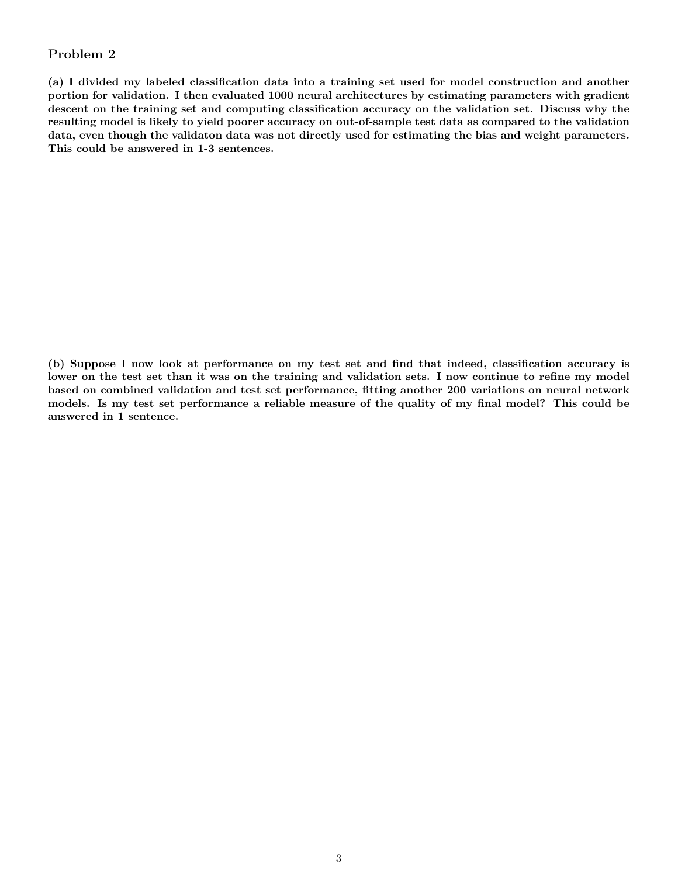## Problem 2

**(a) I divided my labeled classification data into a training set used for model construction and another portion for validation. I then evaluated 1000 neural architectures by estimating parameters with gradient descent on the training set and computing classification accuracy on the validation set. Discuss why the resulting model is likely to yield poorer accuracy on out-of-sample test data as compared to the validation data, even though the validaton data was not directly used for estimating the bias and weight parameters. This could be answered in 1-3 sentences.**

**(b) Suppose I now look at performance on my test set and find that indeed, classification accuracy is lower on the test set than it was on the training and validation sets. I now continue to refine my model based on combined validation and test set performance, fitting another 200 variations on neural network models. Is my test set performance a reliable measure of the quality of my final model? This could be answered in 1 sentence.**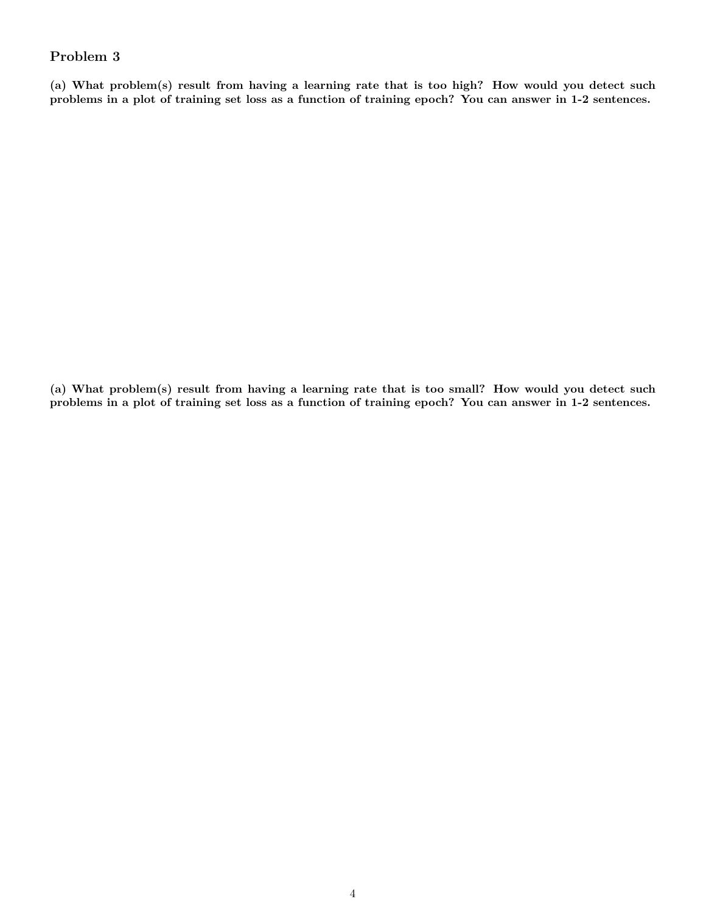## Problem 3

**(a) What problem(s) result from having a learning rate that is too high? How would you detect such problems in a plot of training set loss as a function of training epoch? You can answer in 1-2 sentences.**

**(a) What problem(s) result from having a learning rate that is too small? How would you detect such problems in a plot of training set loss as a function of training epoch? You can answer in 1-2 sentences.**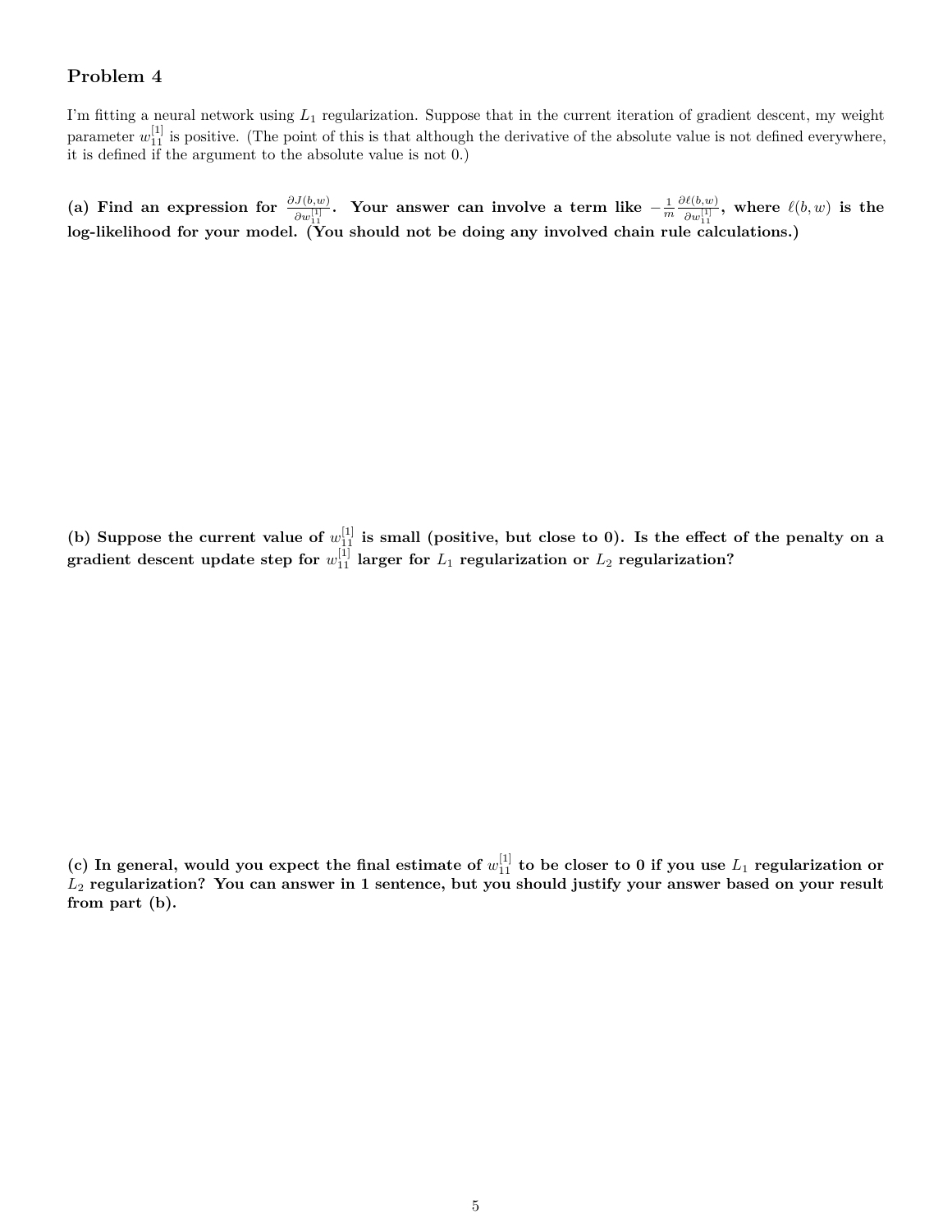## Problem 4

I'm fitting a neural network using $L_1$ regularization. Suppose that in the current iteration of gradient descent, my weight parameter $w_{11}^{[1]}$ is positive. (The point of this is that although the derivative of the absolute value is not defined everywhere, it is defined if the argument to the absolute value is not 0.)

**(a) Find an expression for $\frac{\partial J(b,w)}{\partial w_{11}^{[1]}}$. Your answer can involve a term like $-\frac{1}{m}\frac{\partial \ell(b,w)}{\partial w_{11}^{[1]}}$, where $\ell(b,w)$ is the log-likelihood for your model. (You should not be doing any involved chain rule calculations.)**

**(b) Suppose the current value of $w_{11}^{[1]}$ is small (positive, but close to 0). Is the effect of the penalty on a gradient descent update step for $w_{11}^{[1]}$ larger for $L_1$ regularization or $L_2$ regularization?**

**(c) In general, would you expect the final estimate of $w_{11}^{[1]}$ to be closer to 0 if you use $L_1$ regularization or $L_2$ regularization? You can answer in 1 sentence, but you should justify your answer based on your result from part (b).**